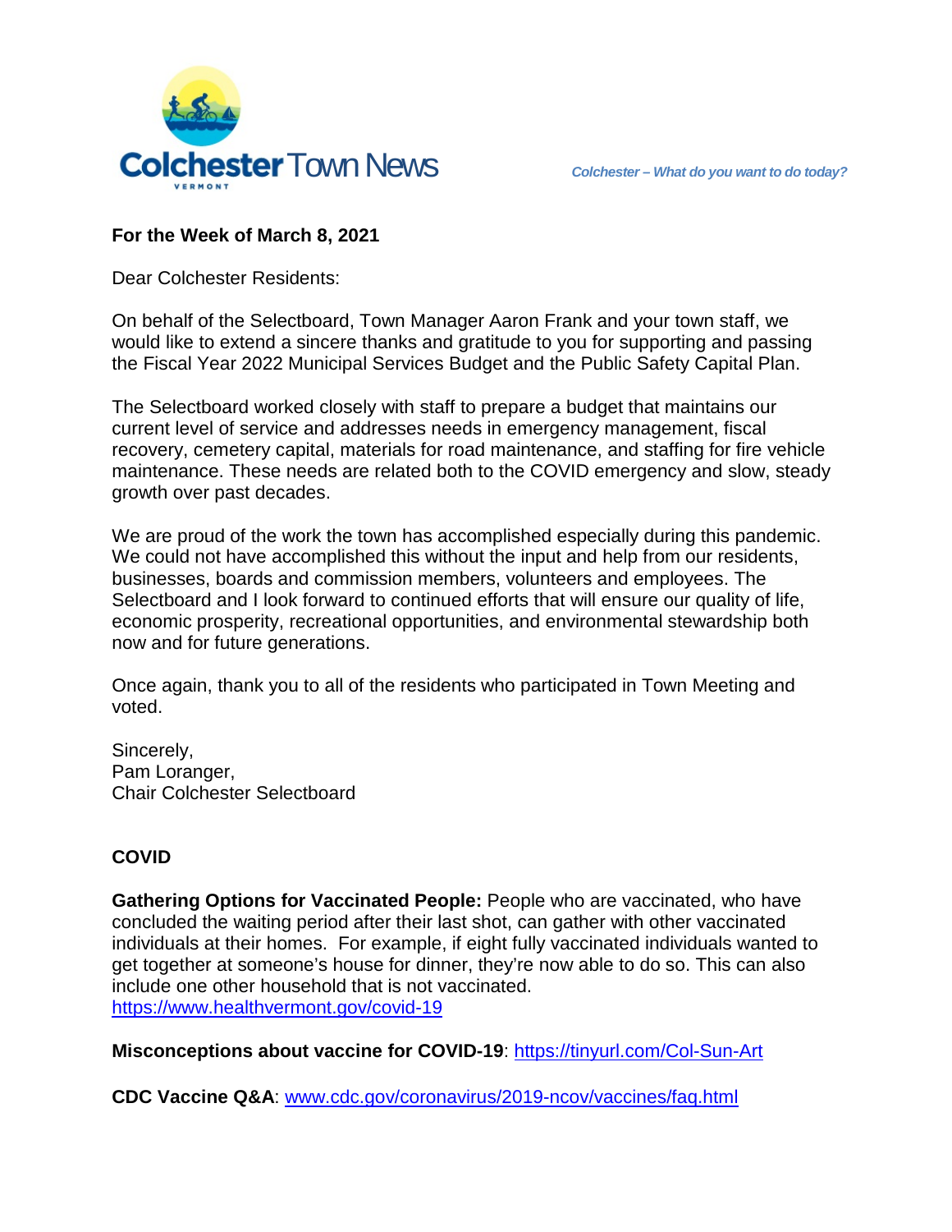# Colchester Town News

*Colchester – What do you want to do today?*

**For the Week of March 8, 2021**

Dear Colchester Residents:

On behalf of the Selectboard, Town Manager Aaron Frank and your town staff, we would like to extend a sincere thanks and gratitude to you for supporting and passing the Fiscal Year 2022 Municipal Services Budget and the Public Safety Capital Plan.

The Selectboard worked closely with staff to prepare a budget that maintains our current level of service and addresses needs in emergency management, fiscal recovery, cemetery capital, materials for road maintenance, and staffing for fire vehicle maintenance. These needs are related both to the COVID emergency and slow, steady growth over past decades.

We are proud of the work the town has accomplished especially during this pandemic. We could not have accomplished this without the input and help from our residents, businesses, boards and commission members, volunteers and employees. The Selectboard and I look forward to continued efforts that will ensure our quality of life, economic prosperity, recreational opportunities, and environmental stewardship both now and for future generations.

Once again, thank you to all of the residents who participated in Town Meeting and voted.

Sincerely,
Pam Loranger,
Chair Colchester Selectboard

## COVID

**Gathering Options for Vaccinated People:** People who are vaccinated, who have concluded the waiting period after their last shot, can gather with other vaccinated individuals at their homes. For example, if eight fully vaccinated individuals wanted to get together at someone's house for dinner, they're now able to do so. This can also include one other household that is not vaccinated.
https://www.healthvermont.gov/covid-19

**Misconceptions about vaccine for COVID-19**: https://tinyurl.com/Col-Sun-Art

**CDC Vaccine Q&A**: www.cdc.gov/coronavirus/2019-ncov/vaccines/faq.html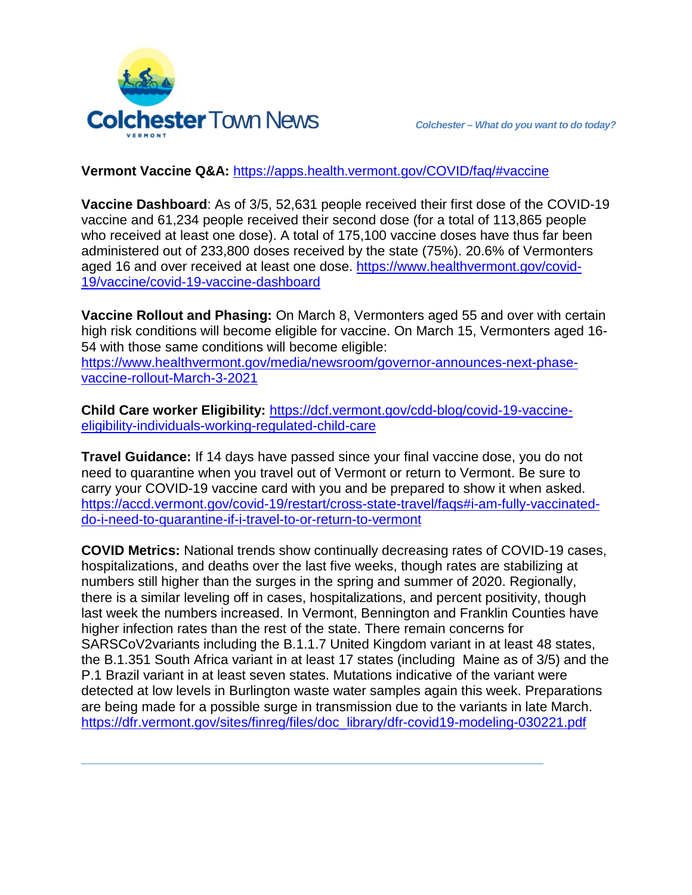**Vermont Vaccine Q&A:** https://apps.health.vermont.gov/COVID/faq/#vaccine

**Vaccine Dashboard**: As of 3/5, 52,631 people received their first dose of the COVID-19 vaccine and 61,234 people received their second dose (for a total of 113,865 people who received at least one dose). A total of 175,100 vaccine doses have thus far been administered out of 233,800 doses received by the state (75%). 20.6% of Vermonters aged 16 and over received at least one dose. https://www.healthvermont.gov/covid-19/vaccine/covid-19-vaccine-dashboard

**Vaccine Rollout and Phasing:** On March 8, Vermonters aged 55 and over with certain high risk conditions will become eligible for vaccine. On March 15, Vermonters aged 16-54 with those same conditions will become eligible: https://www.healthvermont.gov/media/newsroom/governor-announces-next-phase-vaccine-rollout-March-3-2021

**Child Care worker Eligibility:** https://dcf.vermont.gov/cdd-blog/covid-19-vaccine-eligibility-individuals-working-regulated-child-care

**Travel Guidance:** If 14 days have passed since your final vaccine dose, you do not need to quarantine when you travel out of Vermont or return to Vermont. Be sure to carry your COVID-19 vaccine card with you and be prepared to show it when asked. https://accd.vermont.gov/covid-19/restart/cross-state-travel/faqs#i-am-fully-vaccinated-do-i-need-to-quarantine-if-i-travel-to-or-return-to-vermont

**COVID Metrics:** National trends show continually decreasing rates of COVID-19 cases, hospitalizations, and deaths over the last five weeks, though rates are stabilizing at numbers still higher than the surges in the spring and summer of 2020. Regionally, there is a similar leveling off in cases, hospitalizations, and percent positivity, though last week the numbers increased. In Vermont, Bennington and Franklin Counties have higher infection rates than the rest of the state. There remain concerns for SARSCoV2variants including the B.1.1.7 United Kingdom variant in at least 48 states, the B.1.351 South Africa variant in at least 17 states (including Maine as of 3/5) and the P.1 Brazil variant in at least seven states. Mutations indicative of the variant were detected at low levels in Burlington waste water samples again this week. Preparations are being made for a possible surge in transmission due to the variants in late March. https://dfr.vermont.gov/sites/finreg/files/doc_library/dfr-covid19-modeling-030221.pdf

---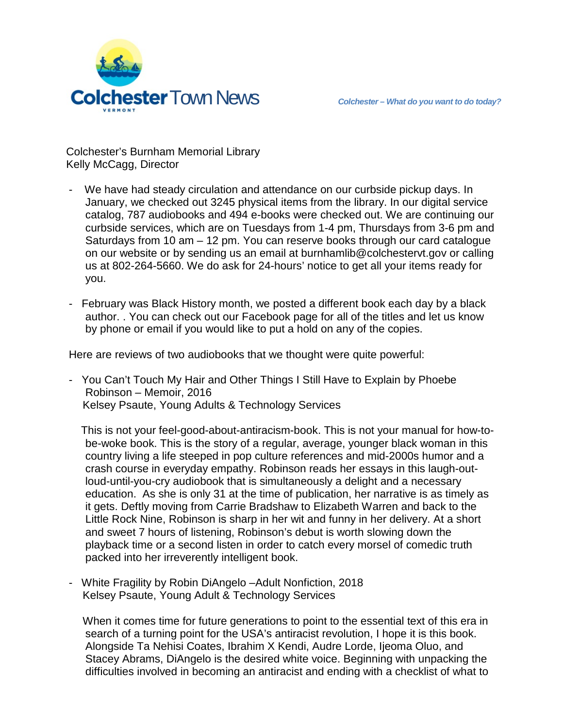Colchester's Burnham Memorial Library
Kelly McCagg, Director

- We have had steady circulation and attendance on our curbside pickup days. In January, we checked out 3245 physical items from the library. In our digital service catalog, 787 audiobooks and 494 e-books were checked out. We are continuing our curbside services, which are on Tuesdays from 1-4 pm, Thursdays from 3-6 pm and Saturdays from 10 am – 12 pm. You can reserve books through our card catalogue on our website or by sending us an email at burnhamlib@colchestervt.gov or calling us at 802-264-5660. We do ask for 24-hours' notice to get all your items ready for you.

- February was Black History month, we posted a different book each day by a black author. . You can check out our Facebook page for all of the titles and let us know by phone or email if you would like to put a hold on any of the copies.

Here are reviews of two audiobooks that we thought were quite powerful:

- You Can't Touch My Hair and Other Things I Still Have to Explain by Phoebe Robinson – Memoir, 2016
  Kelsey Psaute, Young Adults & Technology Services

  This is not your feel-good-about-antiracism-book. This is not your manual for how-to-be-woke book. This is the story of a regular, average, younger black woman in this country living a life steeped in pop culture references and mid-2000s humor and a crash course in everyday empathy. Robinson reads her essays in this laugh-out-loud-until-you-cry audiobook that is simultaneously a delight and a necessary education. As she is only 31 at the time of publication, her narrative is as timely as it gets. Deftly moving from Carrie Bradshaw to Elizabeth Warren and back to the Little Rock Nine, Robinson is sharp in her wit and funny in her delivery. At a short and sweet 7 hours of listening, Robinson's debut is worth slowing down the playback time or a second listen in order to catch every morsel of comedic truth packed into her irreverently intelligent book.

- White Fragility by Robin DiAngelo –Adult Nonfiction, 2018
  Kelsey Psaute, Young Adult & Technology Services

  When it comes time for future generations to point to the essential text of this era in search of a turning point for the USA's antiracist revolution, I hope it is this book. Alongside Ta Nehisi Coates, Ibrahim X Kendi, Audre Lorde, Ijeoma Oluo, and Stacey Abrams, DiAngelo is the desired white voice. Beginning with unpacking the difficulties involved in becoming an antiracist and ending with a checklist of what to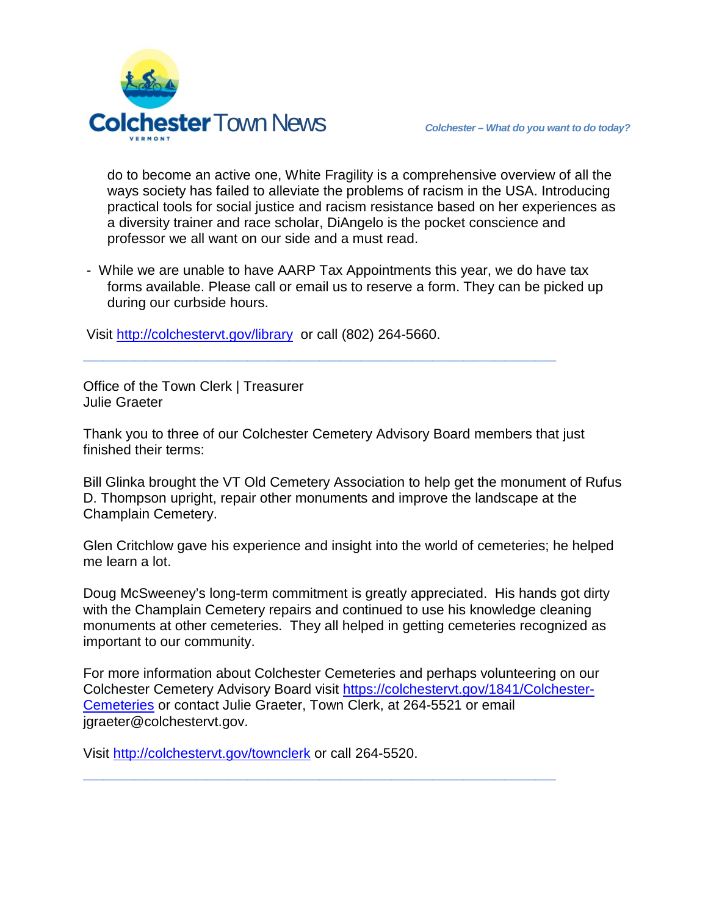do to become an active one, White Fragility is a comprehensive overview of all the ways society has failed to alleviate the problems of racism in the USA. Introducing practical tools for social justice and racism resistance based on her experiences as a diversity trainer and race scholar, DiAngelo is the pocket conscience and professor we all want on our side and a must read.

- While we are unable to have AARP Tax Appointments this year, we do have tax forms available. Please call or email us to reserve a form. They can be picked up during our curbside hours.

Visit http://colchestervt.gov/library or call (802) 264-5660.

---

Office of the Town Clerk | Treasurer
Julie Graeter

Thank you to three of our Colchester Cemetery Advisory Board members that just finished their terms:

Bill Glinka brought the VT Old Cemetery Association to help get the monument of Rufus D. Thompson upright, repair other monuments and improve the landscape at the Champlain Cemetery.

Glen Critchlow gave his experience and insight into the world of cemeteries; he helped me learn a lot.

Doug McSweeney's long-term commitment is greatly appreciated. His hands got dirty with the Champlain Cemetery repairs and continued to use his knowledge cleaning monuments at other cemeteries. They all helped in getting cemeteries recognized as important to our community.

For more information about Colchester Cemeteries and perhaps volunteering on our Colchester Cemetery Advisory Board visit https://colchestervt.gov/1841/Colchester-Cemeteries or contact Julie Graeter, Town Clerk, at 264-5521 or email jgraeter@colchestervt.gov.

Visit http://colchestervt.gov/townclerk or call 264-5520.

---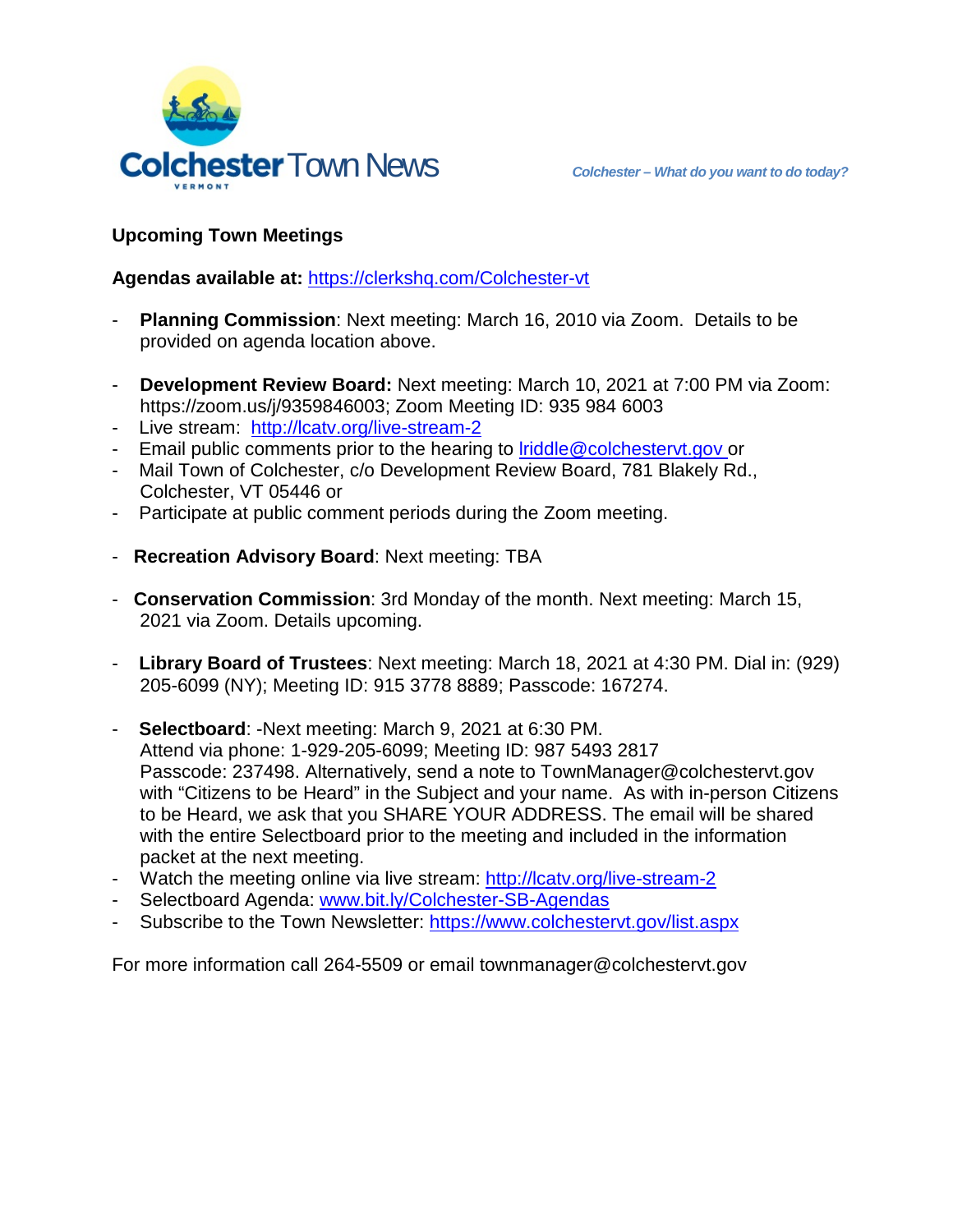**Colchester** Town News
VERMONT

*Colchester – What do you want to do today?*

**Upcoming Town Meetings**

**Agendas available at:** https://clerkshq.com/Colchester-vt

- **Planning Commission**: Next meeting: March 16, 2010 via Zoom. Details to be provided on agenda location above.

- **Development Review Board:** Next meeting: March 10, 2021 at 7:00 PM via Zoom: https://zoom.us/j/9359846003; Zoom Meeting ID: 935 984 6003
- Live stream: http://lcatv.org/live-stream-2
- Email public comments prior to the hearing to lriddle@colchestervt.gov or
- Mail Town of Colchester, c/o Development Review Board, 781 Blakely Rd., Colchester, VT 05446 or
- Participate at public comment periods during the Zoom meeting.

- **Recreation Advisory Board**: Next meeting: TBA

- **Conservation Commission**: 3rd Monday of the month. Next meeting: March 15, 2021 via Zoom. Details upcoming.

- **Library Board of Trustees**: Next meeting: March 18, 2021 at 4:30 PM. Dial in: (929) 205-6099 (NY); Meeting ID: 915 3778 8889; Passcode: 167274.

- **Selectboard**: -Next meeting: March 9, 2021 at 6:30 PM.
  Attend via phone: 1-929-205-6099; Meeting ID: 987 5493 2817
  Passcode: 237498. Alternatively, send a note to TownManager@colchestervt.gov with "Citizens to be Heard" in the Subject and your name. As with in-person Citizens to be Heard, we ask that you SHARE YOUR ADDRESS. The email will be shared with the entire Selectboard prior to the meeting and included in the information packet at the next meeting.
- Watch the meeting online via live stream: http://lcatv.org/live-stream-2
- Selectboard Agenda: www.bit.ly/Colchester-SB-Agendas
- Subscribe to the Town Newsletter: https://www.colchestervt.gov/list.aspx

For more information call 264-5509 or email townmanager@colchestervt.gov